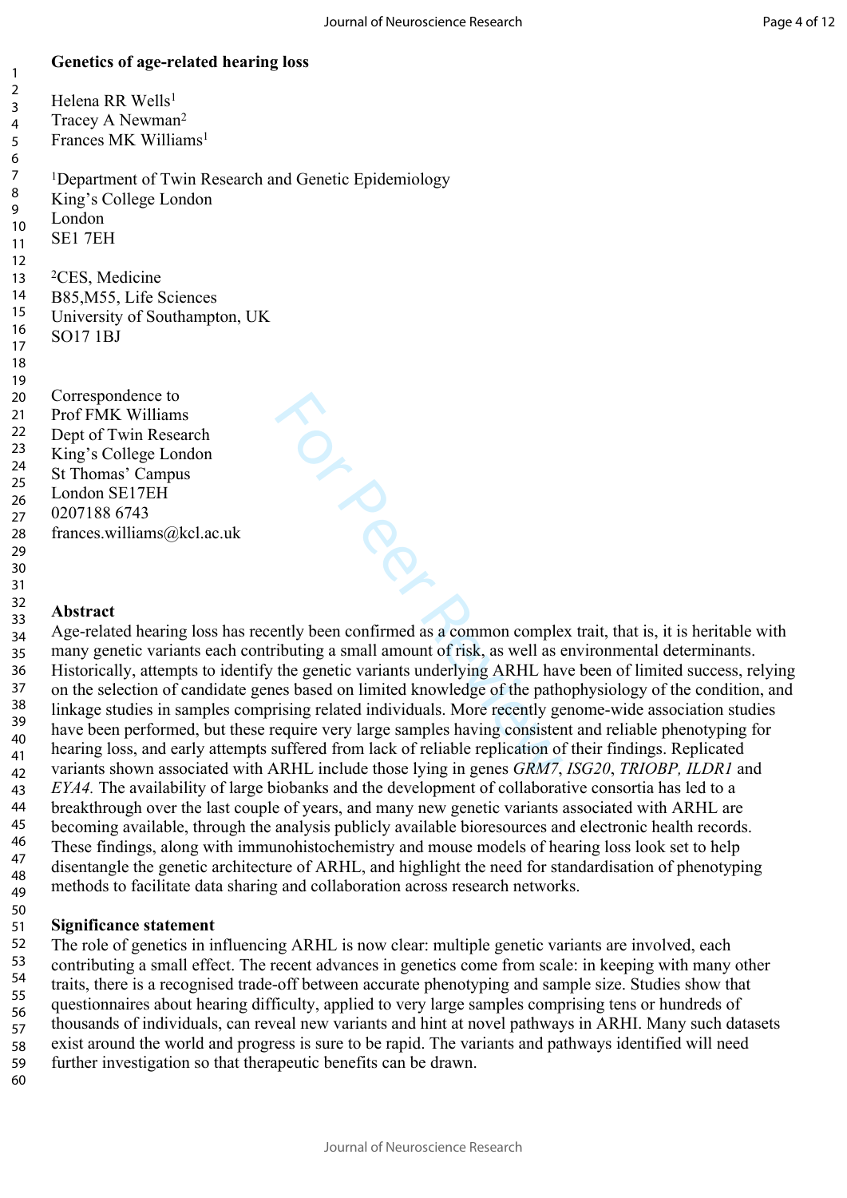# Genetics of age-related hearing loss

Helena RR Wells[1]
Tracey A Newman[2]
Frances MK Williams[1]

[1]Department of Twin Research and Genetic Epidemiology
King's College London
London
SE1 7EH

[2]CES, Medicine
B85,M55, Life Sciences
University of Southampton, UK
SO17 1BJ

Correspondence to
Prof FMK Williams
Dept of Twin Research
King's College London
St Thomas' Campus
London SE17EH
0207188 6743
frances.williams@kcl.ac.uk

## Abstract

Age-related hearing loss has recently been confirmed as a common complex trait, that is, it is heritable with many genetic variants each contributing a small amount of risk, as well as environmental determinants. Historically, attempts to identify the genetic variants underlying ARHL have been of limited success, relying on the selection of candidate genes based on limited knowledge of the pathophysiology of the condition, and linkage studies in samples comprising related individuals. More recently genome-wide association studies have been performed, but these require very large samples having consistent and reliable phenotyping for hearing loss, and early attempts suffered from lack of reliable replication of their findings. Replicated variants shown associated with ARHL include those lying in genes *GRM7*, *ISG20*, *TRIOBP, ILDR1* and *EYA4.* The availability of large biobanks and the development of collaborative consortia has led to a breakthrough over the last couple of years, and many new genetic variants associated with ARHL are becoming available, through the analysis publicly available bioresources and electronic health records. These findings, along with immunohistochemistry and mouse models of hearing loss look set to help disentangle the genetic architecture of ARHL, and highlight the need for standardisation of phenotyping methods to facilitate data sharing and collaboration across research networks.

## Significance statement

The role of genetics in influencing ARHL is now clear: multiple genetic variants are involved, each contributing a small effect. The recent advances in genetics come from scale: in keeping with many other traits, there is a recognised trade-off between accurate phenotyping and sample size. Studies show that questionnaires about hearing difficulty, applied to very large samples comprising tens or hundreds of thousands of individuals, can reveal new variants and hint at novel pathways in ARHI. Many such datasets exist around the world and progress is sure to be rapid. The variants and pathways identified will need further investigation so that therapeutic benefits can be drawn.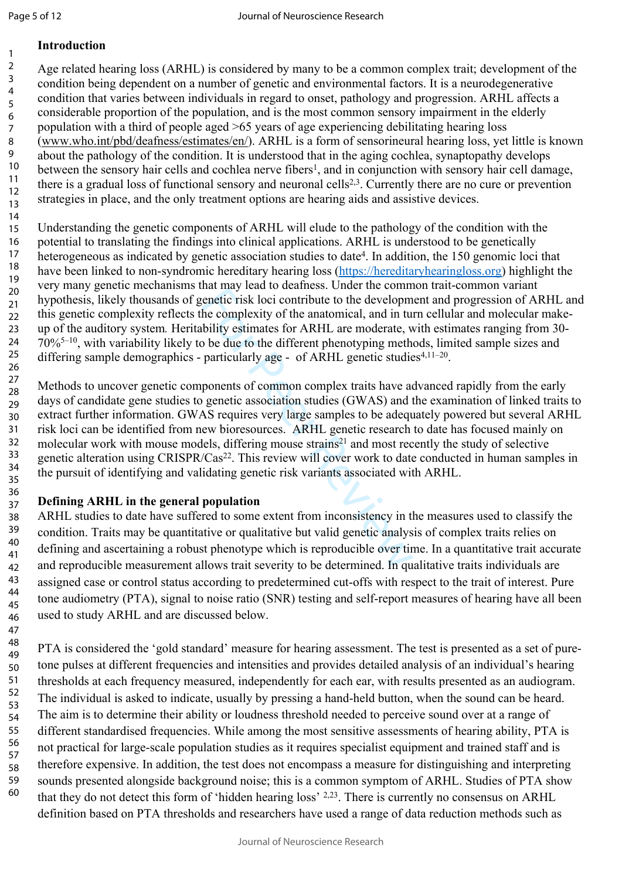## Introduction

Age related hearing loss (ARHL) is considered by many to be a common complex trait; development of the condition being dependent on a number of genetic and environmental factors. It is a neurodegenerative condition that varies between individuals in regard to onset, pathology and progression. ARHL affects a considerable proportion of the population, and is the most common sensory impairment in the elderly population with a third of people aged >65 years of age experiencing debilitating hearing loss (www.who.int/pbd/deafness/estimates/en/). ARHL is a form of sensorineural hearing loss, yet little is known about the pathology of the condition. It is understood that in the aging cochlea, synaptopathy develops between the sensory hair cells and cochlea nerve fibers[1], and in conjunction with sensory hair cell damage, there is a gradual loss of functional sensory and neuronal cells[2,3]. Currently there are no cure or prevention strategies in place, and the only treatment options are hearing aids and assistive devices.

Understanding the genetic components of ARHL will elude to the pathology of the condition with the potential to translating the findings into clinical applications. ARHL is understood to be genetically heterogeneous as indicated by genetic association studies to date[4]. In addition, the 150 genomic loci that have been linked to non-syndromic hereditary hearing loss (https://hereditaryhearingloss.org) highlight the very many genetic mechanisms that may lead to deafness. Under the common trait-common variant hypothesis, likely thousands of genetic risk loci contribute to the development and progression of ARHL and this genetic complexity reflects the complexity of the anatomical, and in turn cellular and molecular make-up of the auditory system. Heritability estimates for ARHL are moderate, with estimates ranging from 30-70%[5–10], with variability likely to be due to the different phenotyping methods, limited sample sizes and differing sample demographics - particularly age - of ARHL genetic studies[4,11–20].

Methods to uncover genetic components of common complex traits have advanced rapidly from the early days of candidate gene studies to genetic association studies (GWAS) and the examination of linked traits to extract further information. GWAS requires very large samples to be adequately powered but several ARHL risk loci can be identified from new bioresources. ARHL genetic research to date has focused mainly on molecular work with mouse models, differing mouse strains[21] and most recently the study of selective genetic alteration using CRISPR/Cas[22]. This review will cover work to date conducted in human samples in the pursuit of identifying and validating genetic risk variants associated with ARHL.

## Defining ARHL in the general population

ARHL studies to date have suffered to some extent from inconsistency in the measures used to classify the condition. Traits may be quantitative or qualitative but valid genetic analysis of complex traits relies on defining and ascertaining a robust phenotype which is reproducible over time. In a quantitative trait accurate and reproducible measurement allows trait severity to be determined. In qualitative traits individuals are assigned case or control status according to predetermined cut-offs with respect to the trait of interest. Pure tone audiometry (PTA), signal to noise ratio (SNR) testing and self-report measures of hearing have all been used to study ARHL and are discussed below.

PTA is considered the 'gold standard' measure for hearing assessment. The test is presented as a set of pure-tone pulses at different frequencies and intensities and provides detailed analysis of an individual's hearing thresholds at each frequency measured, independently for each ear, with results presented as an audiogram. The individual is asked to indicate, usually by pressing a hand-held button, when the sound can be heard. The aim is to determine their ability or loudness threshold needed to perceive sound over at a range of different standardised frequencies. While among the most sensitive assessments of hearing ability, PTA is not practical for large-scale population studies as it requires specialist equipment and trained staff and is therefore expensive. In addition, the test does not encompass a measure for distinguishing and interpreting sounds presented alongside background noise; this is a common symptom of ARHL. Studies of PTA show that they do not detect this form of 'hidden hearing loss' [2,23]. There is currently no consensus on ARHL definition based on PTA thresholds and researchers have used a range of data reduction methods such as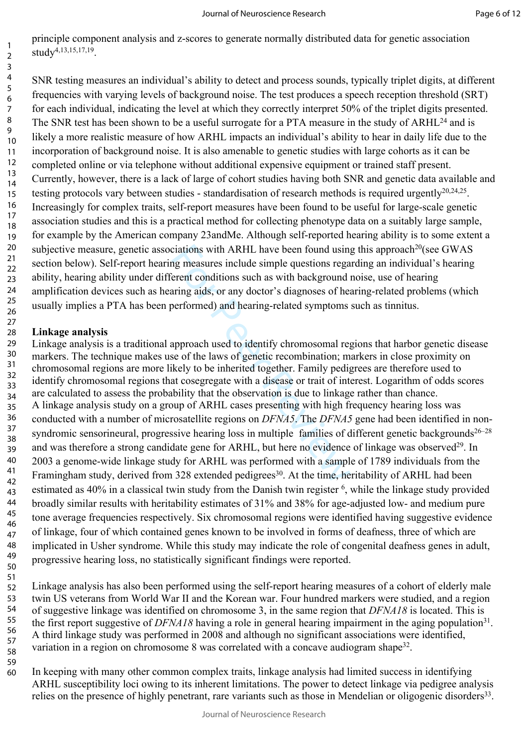principle component analysis and z-scores to generate normally distributed data for genetic association study[4,13,15,17,19].

SNR testing measures an individual's ability to detect and process sounds, typically triplet digits, at different frequencies with varying levels of background noise. The test produces a speech reception threshold (SRT) for each individual, indicating the level at which they correctly interpret 50% of the triplet digits presented. The SNR test has been shown to be a useful surrogate for a PTA measure in the study of ARHL[24] and is likely a more realistic measure of how ARHL impacts an individual's ability to hear in daily life due to the incorporation of background noise. It is also amenable to genetic studies with large cohorts as it can be completed online or via telephone without additional expensive equipment or trained staff present. Currently, however, there is a lack of large of cohort studies having both SNR and genetic data available and testing protocols vary between studies - standardisation of research methods is required urgently[20,24,25]. Increasingly for complex traits, self-report measures have been found to be useful for large-scale genetic association studies and this is a practical method for collecting phenotype data on a suitably large sample, for example by the American company 23andMe. Although self-reported hearing ability is to some extent a subjective measure, genetic associations with ARHL have been found using this approach[20](see GWAS section below). Self-report hearing measures include simple questions regarding an individual's hearing ability, hearing ability under different conditions such as with background noise, use of hearing amplification devices such as hearing aids, or any doctor's diagnoses of hearing-related problems (which usually implies a PTA has been performed) and hearing-related symptoms such as tinnitus.

**Linkage analysis**

Linkage analysis is a traditional approach used to identify chromosomal regions that harbor genetic disease markers. The technique makes use of the laws of genetic recombination; markers in close proximity on chromosomal regions are more likely to be inherited together. Family pedigrees are therefore used to identify chromosomal regions that cosegregate with a disease or trait of interest. Logarithm of odds scores are calculated to assess the probability that the observation is due to linkage rather than chance.

A linkage analysis study on a group of ARHL cases presenting with high frequency hearing loss was conducted with a number of microsatellite regions on *DFNA5*. The *DFNA5* gene had been identified in non-syndromic sensorineural, progressive hearing loss in multiple families of different genetic backgrounds[26–28] and was therefore a strong candidate gene for ARHL, but here no evidence of linkage was observed[29]. In 2003 a genome-wide linkage study for ARHL was performed with a sample of 1789 individuals from the Framingham study, derived from 328 extended pedigrees[30]. At the time, heritability of ARHL had been estimated as 40% in a classical twin study from the Danish twin register [6], while the linkage study provided broadly similar results with heritability estimates of 31% and 38% for age-adjusted low- and medium pure tone average frequencies respectively. Six chromosomal regions were identified having suggestive evidence of linkage, four of which contained genes known to be involved in forms of deafness, three of which are implicated in Usher syndrome. While this study may indicate the role of congenital deafness genes in adult, progressive hearing loss, no statistically significant findings were reported.

Linkage analysis has also been performed using the self-report hearing measures of a cohort of elderly male twin US veterans from World War II and the Korean war. Four hundred markers were studied, and a region of suggestive linkage was identified on chromosome 3, in the same region that *DFNA18* is located. This is the first report suggestive of *DFNA18* having a role in general hearing impairment in the aging population[31]. A third linkage study was performed in 2008 and although no significant associations were identified, variation in a region on chromosome 8 was correlated with a concave audiogram shape[32].

In keeping with many other common complex traits, linkage analysis had limited success in identifying ARHL susceptibility loci owing to its inherent limitations. The power to detect linkage via pedigree analysis relies on the presence of highly penetrant, rare variants such as those in Mendelian or oligogenic disorders[33].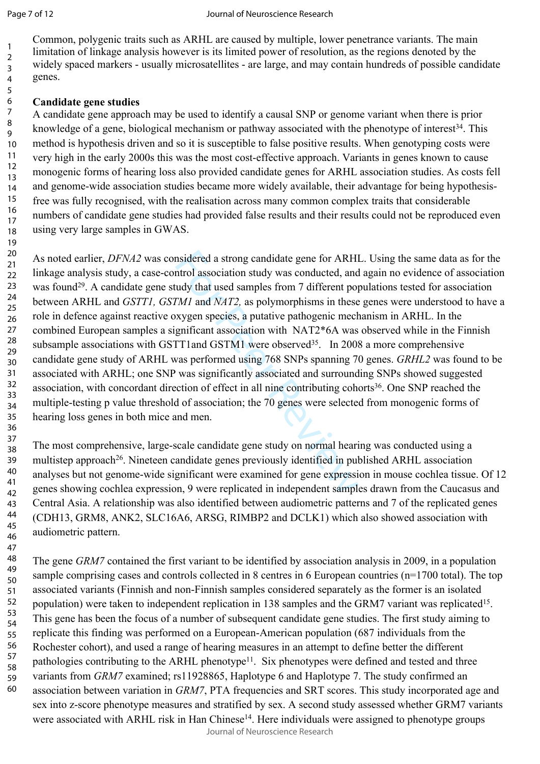Common, polygenic traits such as ARHL are caused by multiple, lower penetrance variants. The main limitation of linkage analysis however is its limited power of resolution, as the regions denoted by the widely spaced markers - usually microsatellites - are large, and may contain hundreds of possible candidate genes.

**Candidate gene studies**

A candidate gene approach may be used to identify a causal SNP or genome variant when there is prior knowledge of a gene, biological mechanism or pathway associated with the phenotype of interest[34]. This method is hypothesis driven and so it is susceptible to false positive results. When genotyping costs were very high in the early 2000s this was the most cost-effective approach. Variants in genes known to cause monogenic forms of hearing loss also provided candidate genes for ARHL association studies. As costs fell and genome-wide association studies became more widely available, their advantage for being hypothesis-free was fully recognised, with the realisation across many common complex traits that considerable numbers of candidate gene studies had provided false results and their results could not be reproduced even using very large samples in GWAS.

As noted earlier, *DFNA2* was considered a strong candidate gene for ARHL. Using the same data as for the linkage analysis study, a case-control association study was conducted, and again no evidence of association was found[29]. A candidate gene study that used samples from 7 different populations tested for association between ARHL and *GSTT1, GSTM1* and *NAT2,* as polymorphisms in these genes were understood to have a role in defence against reactive oxygen species, a putative pathogenic mechanism in ARHL. In the combined European samples a significant association with NAT2*6A was observed while in the Finnish subsample associations with GSTT1and GSTM1 were observed[35]. In 2008 a more comprehensive candidate gene study of ARHL was performed using 768 SNPs spanning 70 genes. *GRHL2* was found to be associated with ARHL; one SNP was significantly associated and surrounding SNPs showed suggested association, with concordant direction of effect in all nine contributing cohorts[36]. One SNP reached the multiple-testing p value threshold of association; the 70 genes were selected from monogenic forms of hearing loss genes in both mice and men.

The most comprehensive, large-scale candidate gene study on normal hearing was conducted using a multistep approach[26]. Nineteen candidate genes previously identified in published ARHL association analyses but not genome-wide significant were examined for gene expression in mouse cochlea tissue. Of 12 genes showing cochlea expression, 9 were replicated in independent samples drawn from the Caucasus and Central Asia. A relationship was also identified between audiometric patterns and 7 of the replicated genes (CDH13, GRM8, ANK2, SLC16A6, ARSG, RIMBP2 and DCLK1) which also showed association with audiometric pattern.

The gene *GRM7* contained the first variant to be identified by association analysis in 2009, in a population sample comprising cases and controls collected in 8 centres in 6 European countries (n=1700 total). The top associated variants (Finnish and non-Finnish samples considered separately as the former is an isolated population) were taken to independent replication in 138 samples and the GRM7 variant was replicated[15]. This gene has been the focus of a number of subsequent candidate gene studies. The first study aiming to replicate this finding was performed on a European-American population (687 individuals from the Rochester cohort), and used a range of hearing measures in an attempt to define better the different pathologies contributing to the ARHL phenotype[11]. Six phenotypes were defined and tested and three variants from *GRM7* examined; rs11928865, Haplotype 6 and Haplotype 7. The study confirmed an association between variation in *GRM7*, PTA frequencies and SRT scores. This study incorporated age and sex into z-score phenotype measures and stratified by sex. A second study assessed whether GRM7 variants were associated with ARHL risk in Han Chinese[14]. Here individuals were assigned to phenotype groups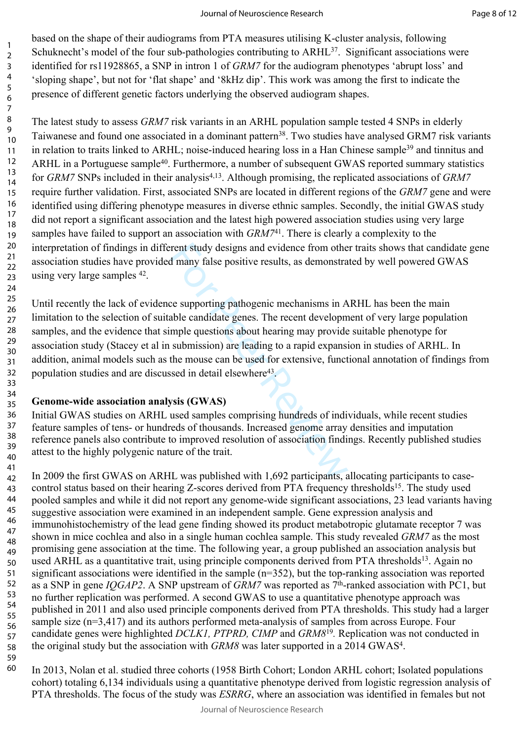based on the shape of their audiograms from PTA measures utilising K-cluster analysis, following Schuknecht's model of the four sub-pathologies contributing to ARHL[37]. Significant associations were identified for rs11928865, a SNP in intron 1 of *GRM7* for the audiogram phenotypes 'abrupt loss' and 'sloping shape', but not for 'flat shape' and '8kHz dip'. This work was among the first to indicate the presence of different genetic factors underlying the observed audiogram shapes.

The latest study to assess *GRM7* risk variants in an ARHL population sample tested 4 SNPs in elderly Taiwanese and found one associated in a dominant pattern[38]. Two studies have analysed GRM7 risk variants in relation to traits linked to ARHL; noise-induced hearing loss in a Han Chinese sample[39] and tinnitus and ARHL in a Portuguese sample[40]. Furthermore, a number of subsequent GWAS reported summary statistics for *GRM7* SNPs included in their analysis[4,13]. Although promising, the replicated associations of *GRM7* require further validation. First, associated SNPs are located in different regions of the *GRM7* gene and were identified using differing phenotype measures in diverse ethnic samples. Secondly, the initial GWAS study did not report a significant association and the latest high powered association studies using very large samples have failed to support an association with *GRM7*[41]. There is clearly a complexity to the interpretation of findings in different study designs and evidence from other traits shows that candidate gene association studies have provided many false positive results, as demonstrated by well powered GWAS using very large samples [42].

Until recently the lack of evidence supporting pathogenic mechanisms in ARHL has been the main limitation to the selection of suitable candidate genes. The recent development of very large population samples, and the evidence that simple questions about hearing may provide suitable phenotype for association study (Stacey et al in submission) are leading to a rapid expansion in studies of ARHL. In addition, animal models such as the mouse can be used for extensive, functional annotation of findings from population studies and are discussed in detail elsewhere[43].

## Genome-wide association analysis (GWAS)

Initial GWAS studies on ARHL used samples comprising hundreds of individuals, while recent studies feature samples of tens- or hundreds of thousands. Increased genome array densities and imputation reference panels also contribute to improved resolution of association findings. Recently published studies attest to the highly polygenic nature of the trait.

In 2009 the first GWAS on ARHL was published with 1,692 participants, allocating participants to case-control status based on their hearing Z-scores derived from PTA frequency thresholds[15]. The study used pooled samples and while it did not report any genome-wide significant associations, 23 lead variants having suggestive association were examined in an independent sample. Gene expression analysis and immunohistochemistry of the lead gene finding showed its product metabotropic glutamate receptor 7 was shown in mice cochlea and also in a single human cochlea sample. This study revealed *GRM7* as the most promising gene association at the time. The following year, a group published an association analysis but used ARHL as a quantitative trait, using principle components derived from PTA thresholds[13]. Again no significant associations were identified in the sample (n=352), but the top-ranking association was reported as a SNP in gene *IQGAP2*. A SNP upstream of *GRM7* was reported as 7th-ranked association with PC1, but no further replication was performed. A second GWAS to use a quantitative phenotype approach was published in 2011 and also used principle components derived from PTA thresholds. This study had a larger sample size (n=3,417) and its authors performed meta-analysis of samples from across Europe. Four candidate genes were highlighted *DCLK1, PTPRD, CIMP* and *GRM8*[19]. Replication was not conducted in the original study but the association with *GRM8* was later supported in a 2014 GWAS[4].

In 2013, Nolan et al. studied three cohorts (1958 Birth Cohort; London ARHL cohort; Isolated populations cohort) totaling 6,134 individuals using a quantitative phenotype derived from logistic regression analysis of PTA thresholds. The focus of the study was *ESRRG*, where an association was identified in females but not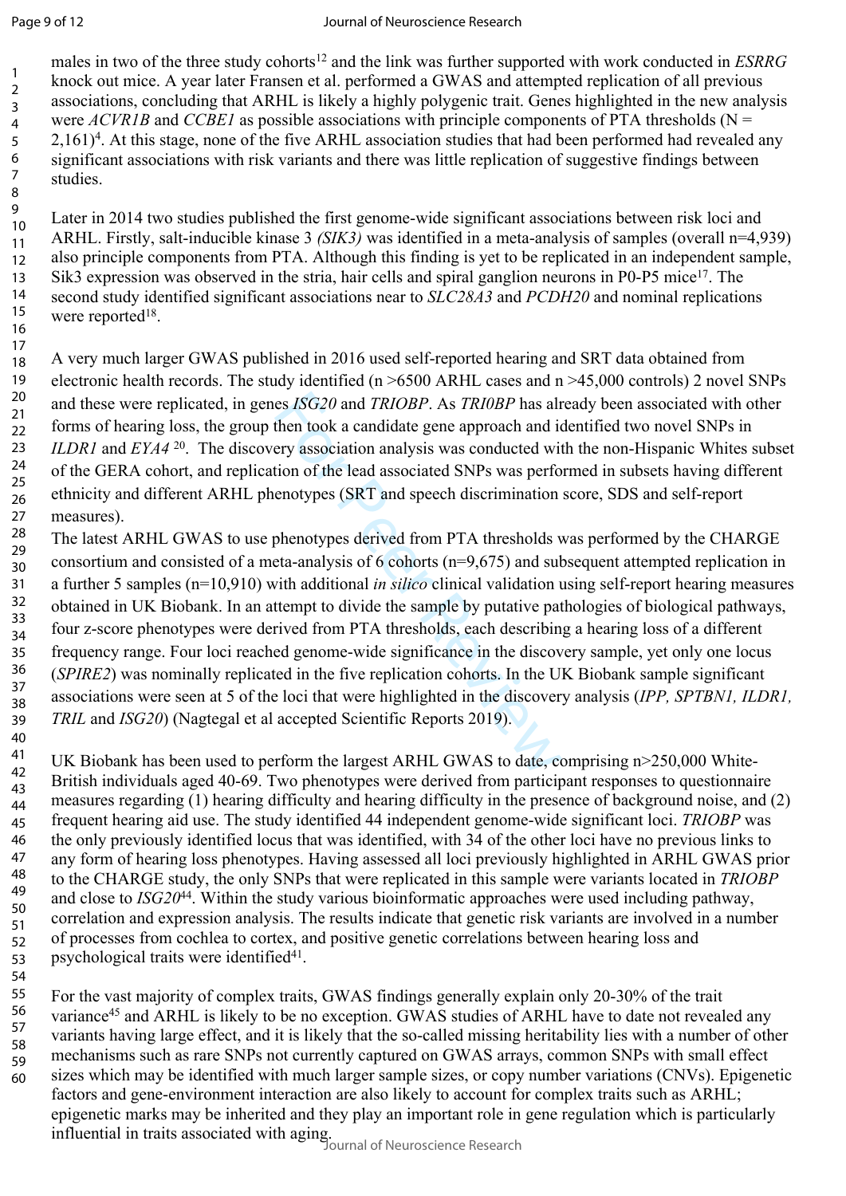males in two of the three study cohorts[12] and the link was further supported with work conducted in *ESRRG* knock out mice. A year later Fransen et al. performed a GWAS and attempted replication of all previous associations, concluding that ARHL is likely a highly polygenic trait. Genes highlighted in the new analysis were *ACVR1B* and *CCBE1* as possible associations with principle components of PTA thresholds (N = 2,161)[4]. At this stage, none of the five ARHL association studies that had been performed had revealed any significant associations with risk variants and there was little replication of suggestive findings between studies.

Later in 2014 two studies published the first genome-wide significant associations between risk loci and ARHL. Firstly, salt-inducible kinase 3 *(SIK3)* was identified in a meta-analysis of samples (overall n=4,939) also principle components from PTA. Although this finding is yet to be replicated in an independent sample, Sik3 expression was observed in the stria, hair cells and spiral ganglion neurons in P0-P5 mice[17]. The second study identified significant associations near to *SLC28A3* and *PCDH20* and nominal replications were reported[18].

A very much larger GWAS published in 2016 used self-reported hearing and SRT data obtained from electronic health records. The study identified (n >6500 ARHL cases and n >45,000 controls) 2 novel SNPs and these were replicated, in genes *ISG20* and *TRIOBP*. As *TRI0BP* has already been associated with other forms of hearing loss, the group then took a candidate gene approach and identified two novel SNPs in *ILDR1* and *EYA4* [20]. The discovery association analysis was conducted with the non-Hispanic Whites subset of the GERA cohort, and replication of the lead associated SNPs was performed in subsets having different ethnicity and different ARHL phenotypes (SRT and speech discrimination score, SDS and self-report measures).

The latest ARHL GWAS to use phenotypes derived from PTA thresholds was performed by the CHARGE consortium and consisted of a meta-analysis of 6 cohorts (n=9,675) and subsequent attempted replication in a further 5 samples (n=10,910) with additional *in silico* clinical validation using self-report hearing measures obtained in UK Biobank. In an attempt to divide the sample by putative pathologies of biological pathways, four z-score phenotypes were derived from PTA thresholds, each describing a hearing loss of a different frequency range. Four loci reached genome-wide significance in the discovery sample, yet only one locus (*SPIRE2*) was nominally replicated in the five replication cohorts. In the UK Biobank sample significant associations were seen at 5 of the loci that were highlighted in the discovery analysis (*IPP, SPTBN1, ILDR1, TRIL* and *ISG20*) (Nagtegal et al accepted Scientific Reports 2019).

UK Biobank has been used to perform the largest ARHL GWAS to date, comprising n>250,000 White-British individuals aged 40-69. Two phenotypes were derived from participant responses to questionnaire measures regarding (1) hearing difficulty and hearing difficulty in the presence of background noise, and (2) frequent hearing aid use. The study identified 44 independent genome-wide significant loci. *TRIOBP* was the only previously identified locus that was identified, with 34 of the other loci have no previous links to any form of hearing loss phenotypes. Having assessed all loci previously highlighted in ARHL GWAS prior to the CHARGE study, the only SNPs that were replicated in this sample were variants located in *TRIOBP* and close to *ISG20*[44]. Within the study various bioinformatic approaches were used including pathway, correlation and expression analysis. The results indicate that genetic risk variants are involved in a number of processes from cochlea to cortex, and positive genetic correlations between hearing loss and psychological traits were identified[41].

For the vast majority of complex traits, GWAS findings generally explain only 20-30% of the trait variance[45] and ARHL is likely to be no exception. GWAS studies of ARHL have to date not revealed any variants having large effect, and it is likely that the so-called missing heritability lies with a number of other mechanisms such as rare SNPs not currently captured on GWAS arrays, common SNPs with small effect sizes which may be identified with much larger sample sizes, or copy number variations (CNVs). Epigenetic factors and gene-environment interaction are also likely to account for complex traits such as ARHL; epigenetic marks may be inherited and they play an important role in gene regulation which is particularly influential in traits associated with aging.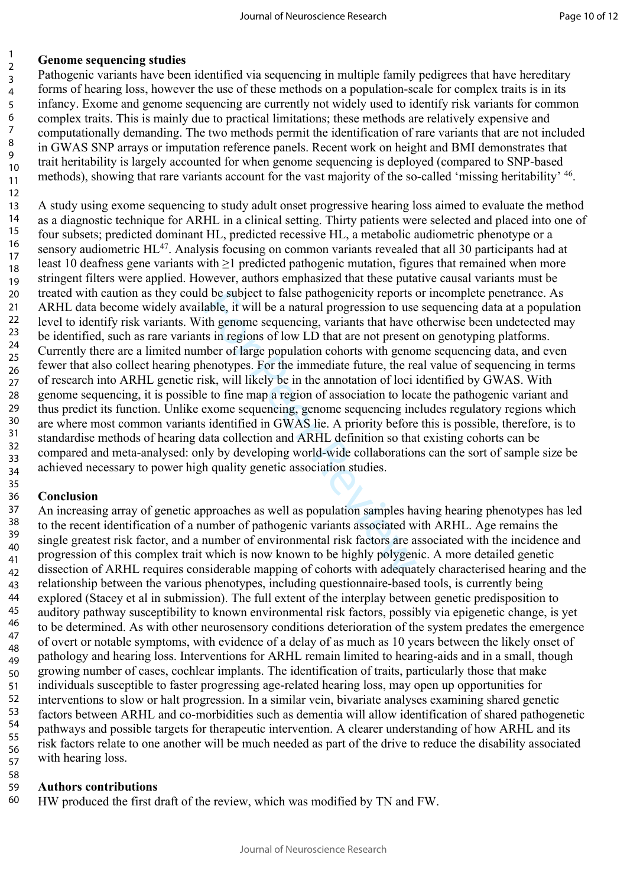**Genome sequencing studies**

Pathogenic variants have been identified via sequencing in multiple family pedigrees that have hereditary forms of hearing loss, however the use of these methods on a population-scale for complex traits is in its infancy. Exome and genome sequencing are currently not widely used to identify risk variants for common complex traits. This is mainly due to practical limitations; these methods are relatively expensive and computationally demanding. The two methods permit the identification of rare variants that are not included in GWAS SNP arrays or imputation reference panels. Recent work on height and BMI demonstrates that trait heritability is largely accounted for when genome sequencing is deployed (compared to SNP-based methods), showing that rare variants account for the vast majority of the so-called 'missing heritability' [46].

A study using exome sequencing to study adult onset progressive hearing loss aimed to evaluate the method as a diagnostic technique for ARHL in a clinical setting. Thirty patients were selected and placed into one of four subsets; predicted dominant HL, predicted recessive HL, a metabolic audiometric phenotype or a sensory audiometric HL[47]. Analysis focusing on common variants revealed that all 30 participants had at least 10 deafness gene variants with ≥1 predicted pathogenic mutation, figures that remained when more stringent filters were applied. However, authors emphasized that these putative causal variants must be treated with caution as they could be subject to false pathogenicity reports or incomplete penetrance. As ARHL data become widely available, it will be a natural progression to use sequencing data at a population level to identify risk variants. With genome sequencing, variants that have otherwise been undetected may be identified, such as rare variants in regions of low LD that are not present on genotyping platforms. Currently there are a limited number of large population cohorts with genome sequencing data, and even fewer that also collect hearing phenotypes. For the immediate future, the real value of sequencing in terms of research into ARHL genetic risk, will likely be in the annotation of loci identified by GWAS. With genome sequencing, it is possible to fine map a region of association to locate the pathogenic variant and thus predict its function. Unlike exome sequencing, genome sequencing includes regulatory regions which are where most common variants identified in GWAS lie. A priority before this is possible, therefore, is to standardise methods of hearing data collection and ARHL definition so that existing cohorts can be compared and meta-analysed: only by developing world-wide collaborations can the sort of sample size be achieved necessary to power high quality genetic association studies.

**Conclusion**

An increasing array of genetic approaches as well as population samples having hearing phenotypes has led to the recent identification of a number of pathogenic variants associated with ARHL. Age remains the single greatest risk factor, and a number of environmental risk factors are associated with the incidence and progression of this complex trait which is now known to be highly polygenic. A more detailed genetic dissection of ARHL requires considerable mapping of cohorts with adequately characterised hearing and the relationship between the various phenotypes, including questionnaire-based tools, is currently being explored (Stacey et al in submission). The full extent of the interplay between genetic predisposition to auditory pathway susceptibility to known environmental risk factors, possibly via epigenetic change, is yet to be determined. As with other neurosensory conditions deterioration of the system predates the emergence of overt or notable symptoms, with evidence of a delay of as much as 10 years between the likely onset of pathology and hearing loss. Interventions for ARHL remain limited to hearing-aids and in a small, though growing number of cases, cochlear implants. The identification of traits, particularly those that make individuals susceptible to faster progressing age-related hearing loss, may open up opportunities for interventions to slow or halt progression. In a similar vein, bivariate analyses examining shared genetic factors between ARHL and co-morbidities such as dementia will allow identification of shared pathogenetic pathways and possible targets for therapeutic intervention. A clearer understanding of how ARHL and its risk factors relate to one another will be much needed as part of the drive to reduce the disability associated with hearing loss.

**Authors contributions**

HW produced the first draft of the review, which was modified by TN and FW.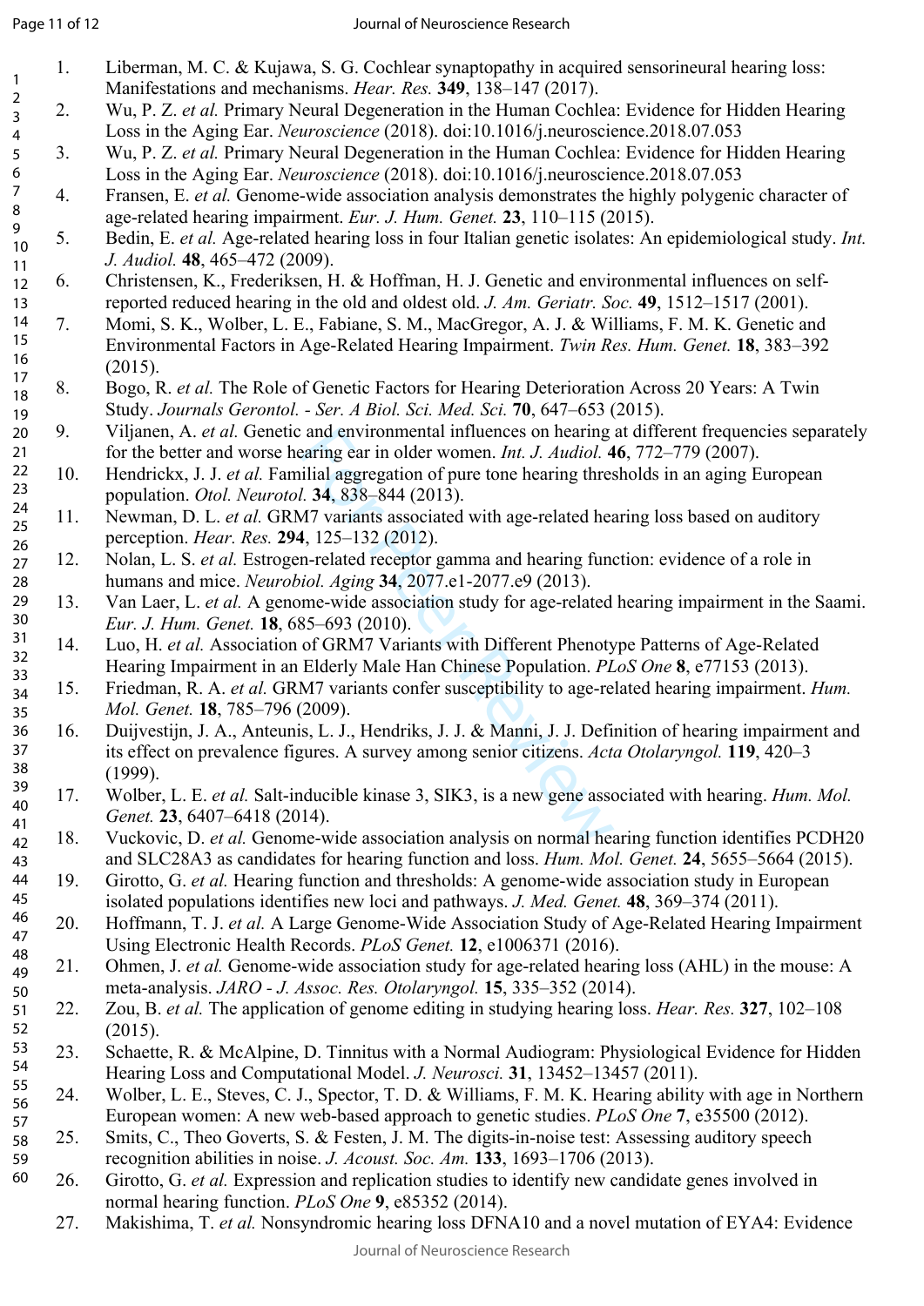1. Liberman, M. C. & Kujawa, S. G. Cochlear synaptopathy in acquired sensorineural hearing loss: Manifestations and mechanisms. *Hear. Res.* **349**, 138–147 (2017).
2. Wu, P. Z. *et al.* Primary Neural Degeneration in the Human Cochlea: Evidence for Hidden Hearing Loss in the Aging Ear. *Neuroscience* (2018). doi:10.1016/j.neuroscience.2018.07.053
3. Wu, P. Z. *et al.* Primary Neural Degeneration in the Human Cochlea: Evidence for Hidden Hearing Loss in the Aging Ear. *Neuroscience* (2018). doi:10.1016/j.neuroscience.2018.07.053
4. Fransen, E. *et al.* Genome-wide association analysis demonstrates the highly polygenic character of age-related hearing impairment. *Eur. J. Hum. Genet.* **23**, 110–115 (2015).
5. Bedin, E. *et al.* Age-related hearing loss in four Italian genetic isolates: An epidemiological study. *Int. J. Audiol.* **48**, 465–472 (2009).
6. Christensen, K., Frederiksen, H. & Hoffman, H. J. Genetic and environmental influences on self-reported reduced hearing in the old and oldest old. *J. Am. Geriatr. Soc.* **49**, 1512–1517 (2001).
7. Momi, S. K., Wolber, L. E., Fabiane, S. M., MacGregor, A. J. & Williams, F. M. K. Genetic and Environmental Factors in Age-Related Hearing Impairment. *Twin Res. Hum. Genet.* **18**, 383–392 (2015).
8. Bogo, R. *et al.* The Role of Genetic Factors for Hearing Deterioration Across 20 Years: A Twin Study. *Journals Gerontol. - Ser. A Biol. Sci. Med. Sci.* **70**, 647–653 (2015).
9. Viljanen, A. *et al.* Genetic and environmental influences on hearing at different frequencies separately for the better and worse hearing ear in older women. *Int. J. Audiol.* **46**, 772–779 (2007).
10. Hendrickx, J. J. *et al.* Familial aggregation of pure tone hearing thresholds in an aging European population. *Otol. Neurotol.* **34**, 838–844 (2013).
11. Newman, D. L. *et al.* GRM7 variants associated with age-related hearing loss based on auditory perception. *Hear. Res.* **294**, 125–132 (2012).
12. Nolan, L. S. *et al.* Estrogen-related receptor gamma and hearing function: evidence of a role in humans and mice. *Neurobiol. Aging* **34**, 2077.e1-2077.e9 (2013).
13. Van Laer, L. *et al.* A genome-wide association study for age-related hearing impairment in the Saami. *Eur. J. Hum. Genet.* **18**, 685–693 (2010).
14. Luo, H. *et al.* Association of GRM7 Variants with Different Phenotype Patterns of Age-Related Hearing Impairment in an Elderly Male Han Chinese Population. *PLoS One* **8**, e77153 (2013).
15. Friedman, R. A. *et al.* GRM7 variants confer susceptibility to age-related hearing impairment. *Hum. Mol. Genet.* **18**, 785–796 (2009).
16. Duijvestijn, J. A., Anteunis, L. J., Hendriks, J. J. & Manni, J. J. Definition of hearing impairment and its effect on prevalence figures. A survey among senior citizens. *Acta Otolaryngol.* **119**, 420–3 (1999).
17. Wolber, L. E. *et al.* Salt-inducible kinase 3, SIK3, is a new gene associated with hearing. *Hum. Mol. Genet.* **23**, 6407–6418 (2014).
18. Vuckovic, D. *et al.* Genome-wide association analysis on normal hearing function identifies PCDH20 and SLC28A3 as candidates for hearing function and loss. *Hum. Mol. Genet.* **24**, 5655–5664 (2015).
19. Girotto, G. *et al.* Hearing function and thresholds: A genome-wide association study in European isolated populations identifies new loci and pathways. *J. Med. Genet.* **48**, 369–374 (2011).
20. Hoffmann, T. J. *et al.* A Large Genome-Wide Association Study of Age-Related Hearing Impairment Using Electronic Health Records. *PLoS Genet.* **12**, e1006371 (2016).
21. Ohmen, J. *et al.* Genome-wide association study for age-related hearing loss (AHL) in the mouse: A meta-analysis. *JARO - J. Assoc. Res. Otolaryngol.* **15**, 335–352 (2014).
22. Zou, B. *et al.* The application of genome editing in studying hearing loss. *Hear. Res.* **327**, 102–108 (2015).
23. Schaette, R. & McAlpine, D. Tinnitus with a Normal Audiogram: Physiological Evidence for Hidden Hearing Loss and Computational Model. *J. Neurosci.* **31**, 13452–13457 (2011).
24. Wolber, L. E., Steves, C. J., Spector, T. D. & Williams, F. M. K. Hearing ability with age in Northern European women: A new web-based approach to genetic studies. *PLoS One* **7**, e35500 (2012).
25. Smits, C., Theo Goverts, S. & Festen, J. M. The digits-in-noise test: Assessing auditory speech recognition abilities in noise. *J. Acoust. Soc. Am.* **133**, 1693–1706 (2013).
26. Girotto, G. *et al.* Expression and replication studies to identify new candidate genes involved in normal hearing function. *PLoS One* **9**, e85352 (2014).
27. Makishima, T. *et al.* Nonsyndromic hearing loss DFNA10 and a novel mutation of EYA4: Evidence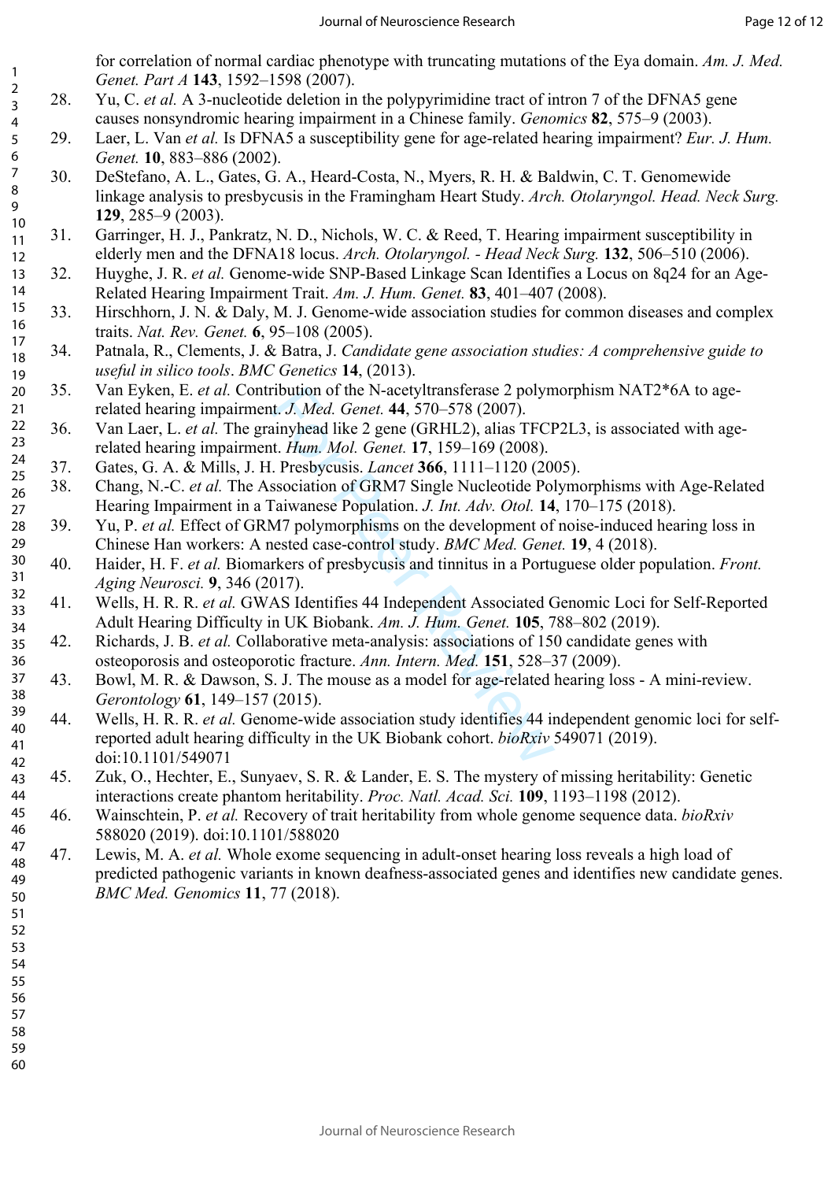for correlation of normal cardiac phenotype with truncating mutations of the Eya domain. *Am. J. Med. Genet. Part A* **143**, 1592–1598 (2007).

28. Yu, C. *et al.* A 3-nucleotide deletion in the polypyrimidine tract of intron 7 of the DFNA5 gene causes nonsyndromic hearing impairment in a Chinese family. *Genomics* **82**, 575–9 (2003).
29. Laer, L. Van *et al.* Is DFNA5 a susceptibility gene for age-related hearing impairment? *Eur. J. Hum. Genet.* **10**, 883–886 (2002).
30. DeStefano, A. L., Gates, G. A., Heard-Costa, N., Myers, R. H. & Baldwin, C. T. Genomewide linkage analysis to presbycusis in the Framingham Heart Study. *Arch. Otolaryngol. Head. Neck Surg.* **129**, 285–9 (2003).
31. Garringer, H. J., Pankratz, N. D., Nichols, W. C. & Reed, T. Hearing impairment susceptibility in elderly men and the DFNA18 locus. *Arch. Otolaryngol. - Head Neck Surg.* **132**, 506–510 (2006).
32. Huyghe, J. R. *et al.* Genome-wide SNP-Based Linkage Scan Identifies a Locus on 8q24 for an Age-Related Hearing Impairment Trait. *Am. J. Hum. Genet.* **83**, 401–407 (2008).
33. Hirschhorn, J. N. & Daly, M. J. Genome-wide association studies for common diseases and complex traits. *Nat. Rev. Genet.* **6**, 95–108 (2005).
34. Patnala, R., Clements, J. & Batra, J. *Candidate gene association studies: A comprehensive guide to useful in silico tools*. *BMC Genetics* **14**, (2013).
35. Van Eyken, E. *et al.* Contribution of the N-acetyltransferase 2 polymorphism NAT2*6A to age-related hearing impairment. *J. Med. Genet.* **44**, 570–578 (2007).
36. Van Laer, L. *et al.* The grainyhead like 2 gene (GRHL2), alias TFCP2L3, is associated with age-related hearing impairment. *Hum. Mol. Genet.* **17**, 159–169 (2008).
37. Gates, G. A. & Mills, J. H. Presbycusis. *Lancet* **366**, 1111–1120 (2005).
38. Chang, N.-C. *et al.* The Association of GRM7 Single Nucleotide Polymorphisms with Age-Related Hearing Impairment in a Taiwanese Population. *J. Int. Adv. Otol.* **14**, 170–175 (2018).
39. Yu, P. *et al.* Effect of GRM7 polymorphisms on the development of noise-induced hearing loss in Chinese Han workers: A nested case-control study. *BMC Med. Genet.* **19**, 4 (2018).
40. Haider, H. F. *et al.* Biomarkers of presbycusis and tinnitus in a Portuguese older population. *Front. Aging Neurosci.* **9**, 346 (2017).
41. Wells, H. R. R. *et al.* GWAS Identifies 44 Independent Associated Genomic Loci for Self-Reported Adult Hearing Difficulty in UK Biobank. *Am. J. Hum. Genet.* **105**, 788–802 (2019).
42. Richards, J. B. *et al.* Collaborative meta-analysis: associations of 150 candidate genes with osteoporosis and osteoporotic fracture. *Ann. Intern. Med.* **151**, 528–37 (2009).
43. Bowl, M. R. & Dawson, S. J. The mouse as a model for age-related hearing loss - A mini-review. *Gerontology* **61**, 149–157 (2015).
44. Wells, H. R. R. *et al.* Genome-wide association study identifies 44 independent genomic loci for self-reported adult hearing difficulty in the UK Biobank cohort. *bioRxiv* 549071 (2019). doi:10.1101/549071
45. Zuk, O., Hechter, E., Sunyaev, S. R. & Lander, E. S. The mystery of missing heritability: Genetic interactions create phantom heritability. *Proc. Natl. Acad. Sci.* **109**, 1193–1198 (2012).
46. Wainschtein, P. *et al.* Recovery of trait heritability from whole genome sequence data. *bioRxiv* 588020 (2019). doi:10.1101/588020
47. Lewis, M. A. *et al.* Whole exome sequencing in adult-onset hearing loss reveals a high load of predicted pathogenic variants in known deafness-associated genes and identifies new candidate genes. *BMC Med. Genomics* **11**, 77 (2018).